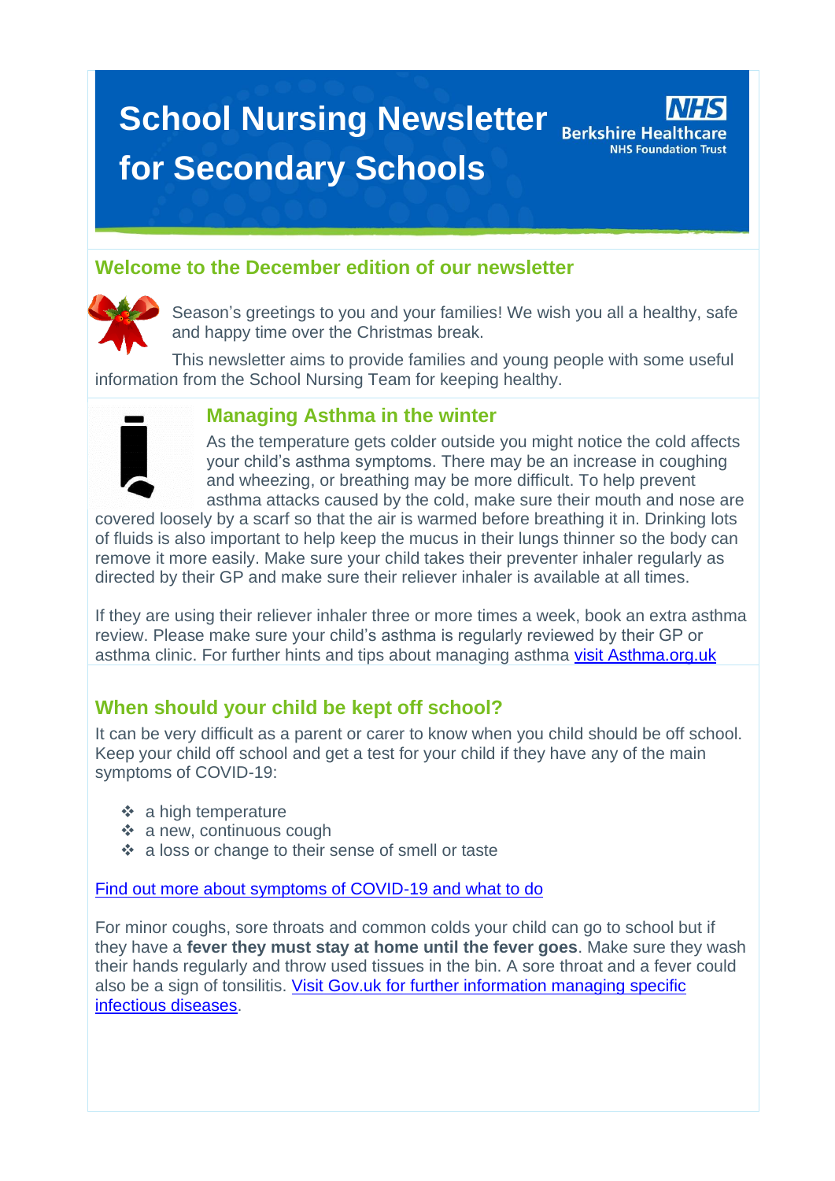# School Nursing Newsletter for Secondary Schools

NHS Berkshire Healthcare NHS Foundation Trust

## Welcome to the December edition of our newsletter

Season's greetings to you and your families! We wish you all a healthy, safe and happy time over the Christmas break.

This newsletter aims to provide families and young people with some useful information from the School Nursing Team for keeping healthy.

## Managing Asthma in the winter

As the temperature gets colder outside you might notice the cold affects your child's asthma symptoms. There may be an increase in coughing and wheezing, or breathing may be more difficult. To help prevent asthma attacks caused by the cold, make sure their mouth and nose are covered loosely by a scarf so that the air is warmed before breathing it in. Drinking lots of fluids is also important to help keep the mucus in their lungs thinner so the body can remove it more easily. Make sure your child takes their preventer inhaler regularly as directed by their GP and make sure their reliever inhaler is available at all times.

If they are using their reliever inhaler three or more times a week, book an extra asthma review. Please make sure your child's asthma is regularly reviewed by their GP or asthma clinic. For further hints and tips about managing asthma visit Asthma.org.uk

## When should your child be kept off school?

It can be very difficult as a parent or carer to know when you child should be off school. Keep your child off school and get a test for your child if they have any of the main symptoms of COVID-19:

- a high temperature
- a new, continuous cough
- a loss or change to their sense of smell or taste

Find out more about symptoms of COVID-19 and what to do

For minor coughs, sore throats and common colds your child can go to school but if they have a **fever they must stay at home until the fever goes**. Make sure they wash their hands regularly and throw used tissues in the bin. A sore throat and a fever could also be a sign of tonsilitis. Visit Gov.uk for further information managing specific infectious diseases.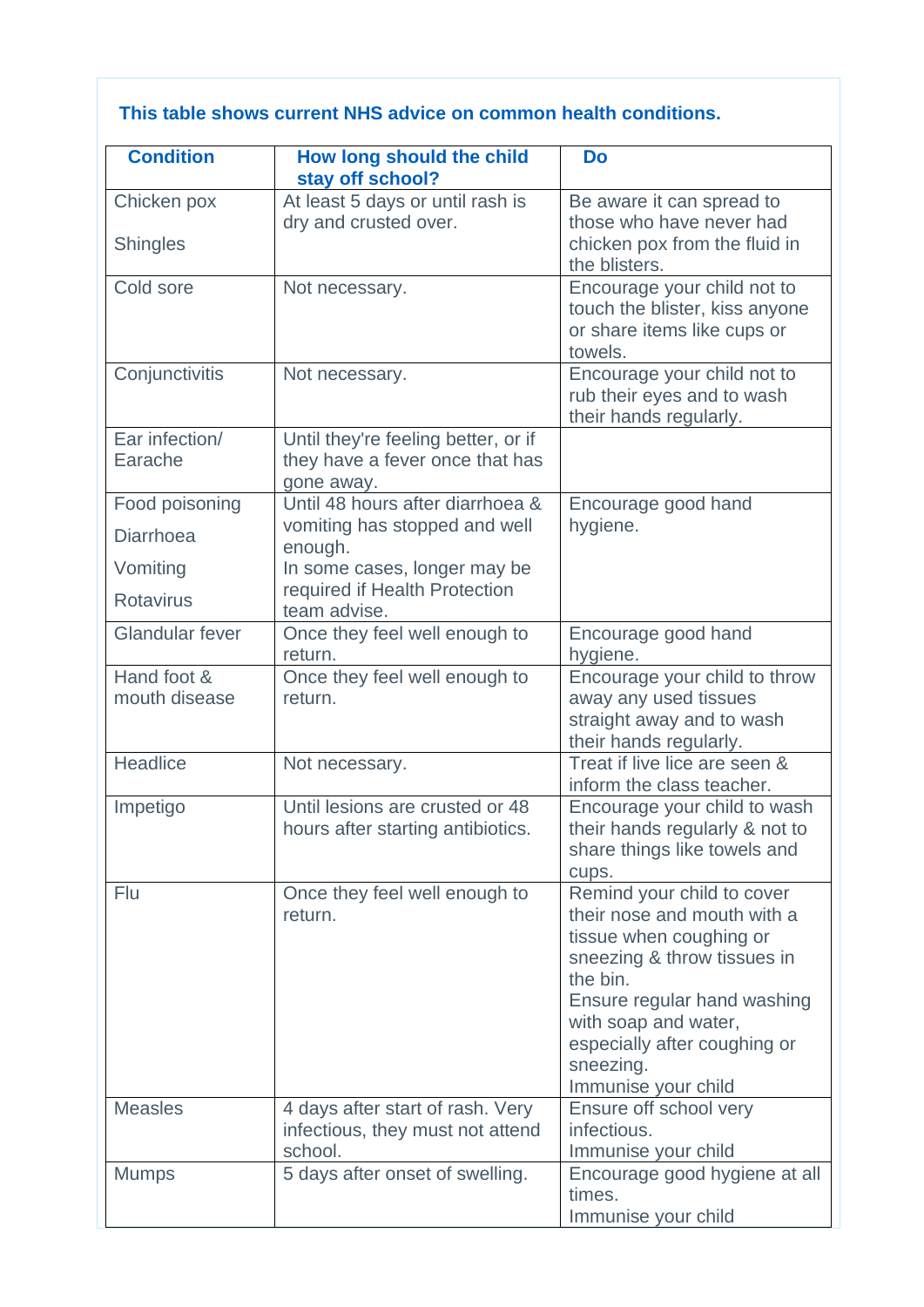**This table shows current NHS advice on common health conditions.**

| Condition | How long should the child stay off school? | Do |
|---|---|---|
| Chicken pox<br><br>Shingles | At least 5 days or until rash is dry and crusted over. | Be aware it can spread to those who have never had chicken pox from the fluid in the blisters. |
| Cold sore | Not necessary. | Encourage your child not to touch the blister, kiss anyone or share items like cups or towels. |
| Conjunctivitis | Not necessary. | Encourage your child not to rub their eyes and to wash their hands regularly. |
| Ear infection/ Earache | Until they're feeling better, or if they have a fever once that has gone away. | |
| Food poisoning<br><br>Diarrhoea<br><br>Vomiting<br><br>Rotavirus | Until 48 hours after diarrhoea & vomiting has stopped and well enough.<br>In some cases, longer may be required if Health Protection team advise. | Encourage good hand hygiene. |
| Glandular fever | Once they feel well enough to return. | Encourage good hand hygiene. |
| Hand foot & mouth disease | Once they feel well enough to return. | Encourage your child to throw away any used tissues straight away and to wash their hands regularly. |
| Headlice | Not necessary. | Treat if live lice are seen & inform the class teacher. |
| Impetigo | Until lesions are crusted or 48 hours after starting antibiotics. | Encourage your child to wash their hands regularly & not to share things like towels and cups. |
| Flu | Once they feel well enough to return. | Remind your child to cover their nose and mouth with a tissue when coughing or sneezing & throw tissues in the bin.<br>Ensure regular hand washing with soap and water, especially after coughing or sneezing.<br>Immunise your child |
| Measles | 4 days after start of rash. Very infectious, they must not attend school. | Ensure off school very infectious.<br>Immunise your child |
| Mumps | 5 days after onset of swelling. | Encourage good hygiene at all times.<br>Immunise your child |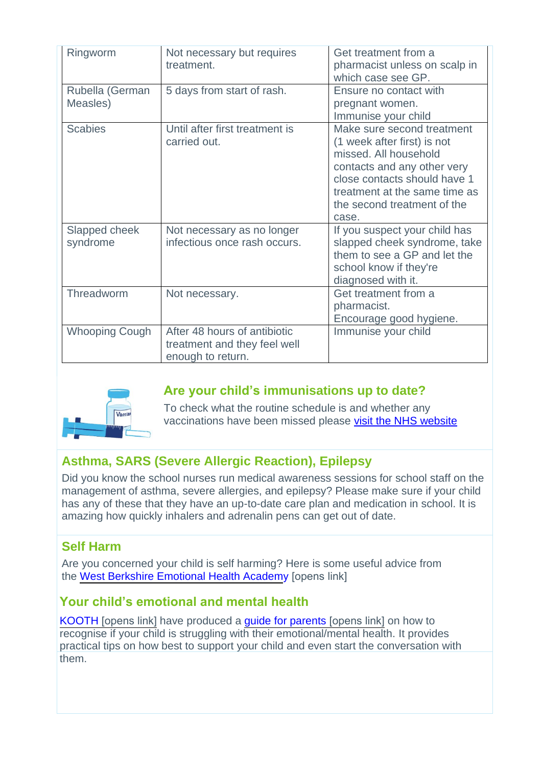| | | |
|---|---|---|
| Ringworm | Not necessary but requires treatment. | Get treatment from a pharmacist unless on scalp in which case see GP. |
| Rubella (German Measles) | 5 days from start of rash. | Ensure no contact with pregnant women. Immunise your child |
| Scabies | Until after first treatment is carried out. | Make sure second treatment (1 week after first) is not missed. All household contacts and any other very close contacts should have 1 treatment at the same time as the second treatment of the case. |
| Slapped cheek syndrome | Not necessary as no longer infectious once rash occurs. | If you suspect your child has slapped cheek syndrome, take them to see a GP and let the school know if they're diagnosed with it. |
| Threadworm | Not necessary. | Get treatment from a pharmacist. Encourage good hygiene. |
| Whooping Cough | After 48 hours of antibiotic treatment and they feel well enough to return. | Immunise your child |

## Are your child's immunisations up to date?

To check what the routine schedule is and whether any vaccinations have been missed please visit the NHS website

## Asthma, SARS (Severe Allergic Reaction), Epilepsy

Did you know the school nurses run medical awareness sessions for school staff on the management of asthma, severe allergies, and epilepsy? Please make sure if your child has any of these that they have an up-to-date care plan and medication in school. It is amazing how quickly inhalers and adrenalin pens can get out of date.

## Self Harm

Are you concerned your child is self harming? Here is some useful advice from the West Berkshire Emotional Health Academy [opens link]

## Your child's emotional and mental health

KOOTH [opens link] have produced a guide for parents [opens link] on how to recognise if your child is struggling with their emotional/mental health. It provides practical tips on how best to support your child and even start the conversation with them.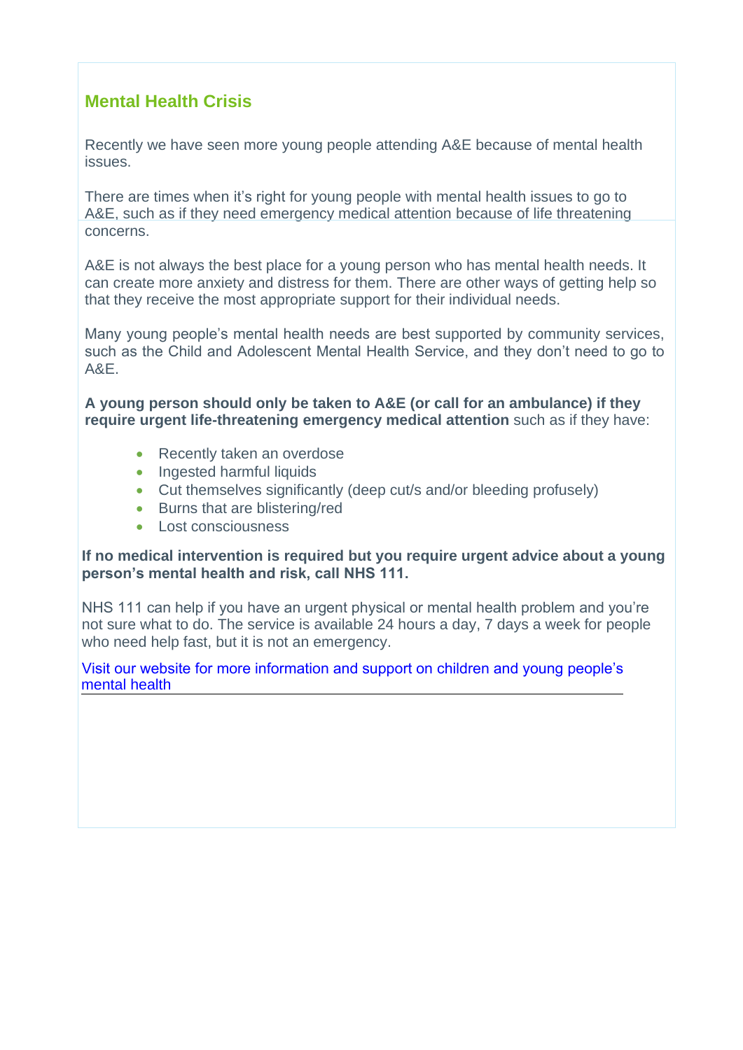## Mental Health Crisis

Recently we have seen more young people attending A&E because of mental health issues.

There are times when it's right for young people with mental health issues to go to A&E, such as if they need emergency medical attention because of life threatening concerns.

A&E is not always the best place for a young person who has mental health needs. It can create more anxiety and distress for them. There are other ways of getting help so that they receive the most appropriate support for their individual needs.

Many young people's mental health needs are best supported by community services, such as the Child and Adolescent Mental Health Service, and they don't need to go to A&E.

**A young person should only be taken to A&E (or call for an ambulance) if they require urgent life-threatening emergency medical attention** such as if they have:

- Recently taken an overdose
- Ingested harmful liquids
- Cut themselves significantly (deep cut/s and/or bleeding profusely)
- Burns that are blistering/red
- Lost consciousness

**If no medical intervention is required but you require urgent advice about a young person's mental health and risk, call NHS 111.**

NHS 111 can help if you have an urgent physical or mental health problem and you're not sure what to do. The service is available 24 hours a day, 7 days a week for people who need help fast, but it is not an emergency.

Visit our website for more information and support on children and young people's mental health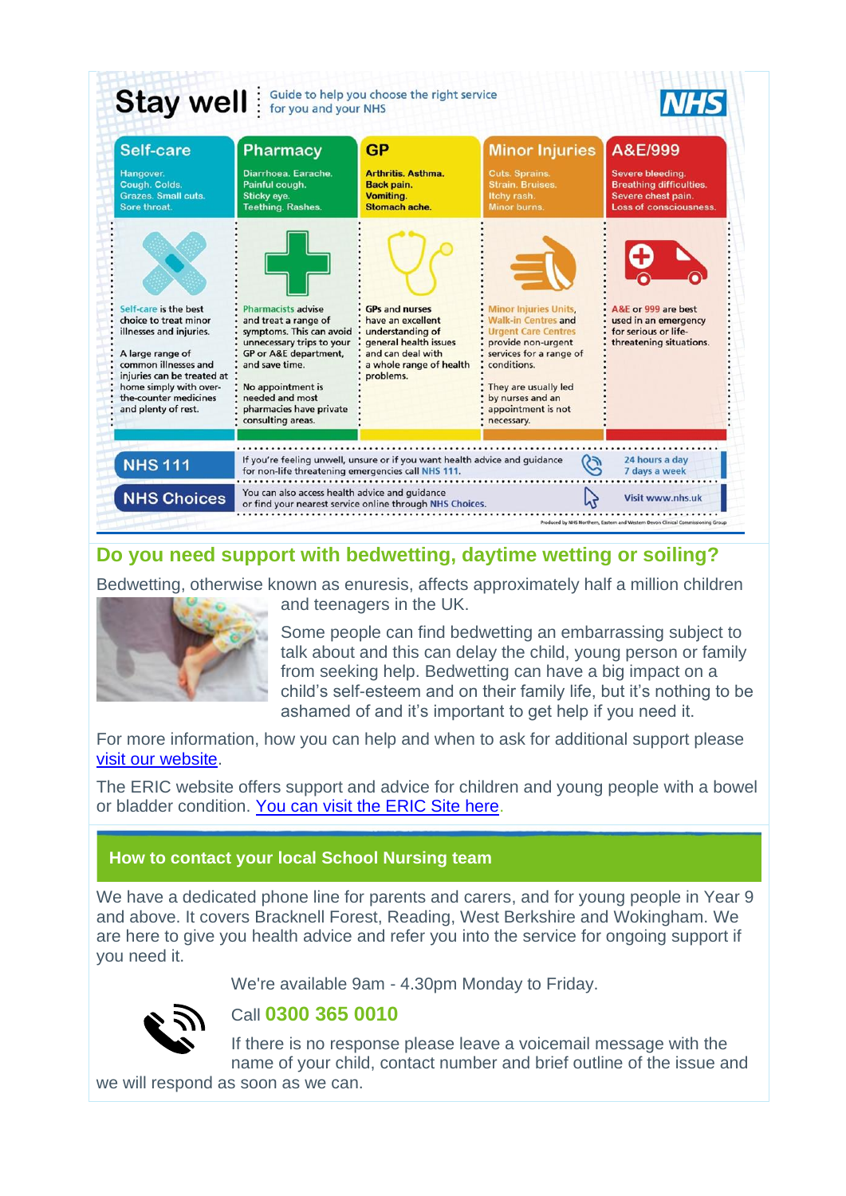# Stay well

Guide to help you choose the right service for you and your NHS

NHS

| Self-care | Pharmacy | GP | Minor Injuries | A&E/999 |
|---|---|---|---|---|
| Hangover. Cough. Colds. Grazes. Small cuts. Sore throat. | Diarrhoea. Earache. Painful cough. Sticky eye. Teething. Rashes. | Arthritis. Asthma. Back pain. Vomiting. Stomach ache. | Cuts. Sprains. Strain. Bruises. Itchy rash. Minor burns. | Severe bleeding. Breathing difficulties. Severe chest pain. Loss of consciousness. |
| Self-care is the best choice to treat minor illnesses and injuries. A large range of common illnesses and injuries can be treated at home simply with over-the-counter medicines and plenty of rest. | Pharmacists advise and treat a range of symptoms. This can avoid unnecessary trips to your GP or A&E department, and save time. No appointment is needed and most pharmacies have private consulting areas. | GPs and nurses have an excellent understanding of general health issues and can deal with a whole range of health problems. | Minor Injuries Units, Walk-in Centres and Urgent Care Centres provide non-urgent services for a range of conditions. They are usually led by nurses and an appointment is not necessary. | A&E or 999 are best used in an emergency for serious or life-threatening situations. |

**NHS 111** — If you're feeling unwell, unsure or if you want health advice and guidance for non-life threatening emergencies call NHS 111. 24 hours a day 7 days a week

**NHS Choices** — You can also access health advice and guidance or find your nearest service online through NHS Choices. Visit www.nhs.uk

Produced by NHS Northern, Eastern and Western Devon Clinical Commissioning Group

## Do you need support with bedwetting, daytime wetting or soiling?

Bedwetting, otherwise known as enuresis, affects approximately half a million children and teenagers in the UK.

Some people can find bedwetting an embarrassing subject to talk about and this can delay the child, young person or family from seeking help. Bedwetting can have a big impact on a child's self-esteem and on their family life, but it's nothing to be ashamed of and it's important to get help if you need it.

For more information, how you can help and when to ask for additional support please [visit our website](#).

The ERIC website offers support and advice for children and young people with a bowel or bladder condition. [You can visit the ERIC Site here](#).

## How to contact your local School Nursing team

We have a dedicated phone line for parents and carers, and for young people in Year 9 and above. It covers Bracknell Forest, Reading, West Berkshire and Wokingham. We are here to give you health advice and refer you into the service for ongoing support if you need it.

We're available 9am - 4.30pm Monday to Friday.

Call **0300 365 0010**

If there is no response please leave a voicemail message with the name of your child, contact number and brief outline of the issue and we will respond as soon as we can.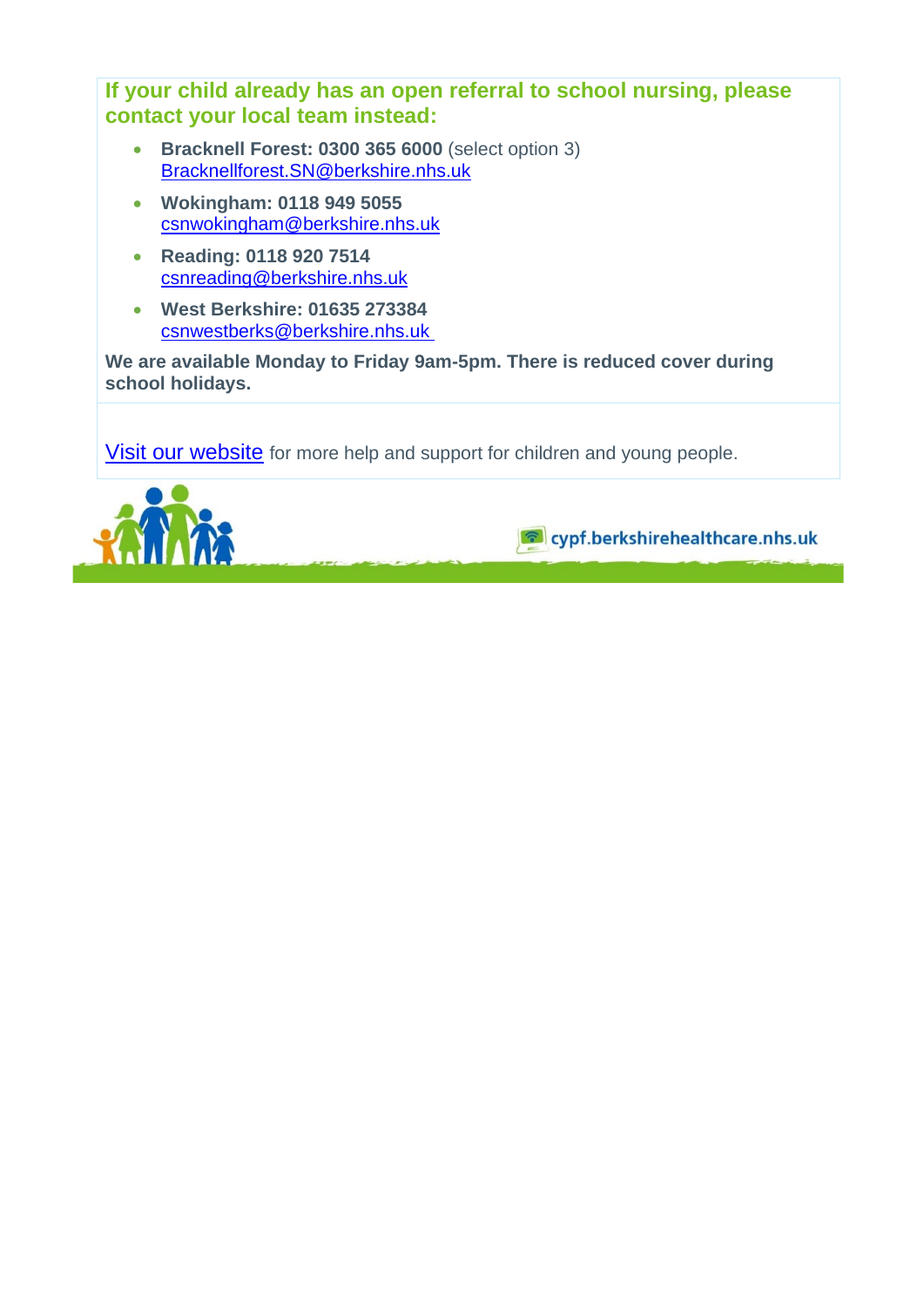### If your child already has an open referral to school nursing, please contact your local team instead:

- **Bracknell Forest: 0300 365 6000** (select option 3)
  Bracknellforest.SN@berkshire.nhs.uk
- **Wokingham: 0118 949 5055**
  csnwokingham@berkshire.nhs.uk
- **Reading: 0118 920 7514**
  csnreading@berkshire.nhs.uk
- **West Berkshire: 01635 273384**
  csnwestberks@berkshire.nhs.uk

**We are available Monday to Friday 9am-5pm. There is reduced cover during school holidays.**

Visit our website for more help and support for children and young people.

cypf.berkshirehealthcare.nhs.uk